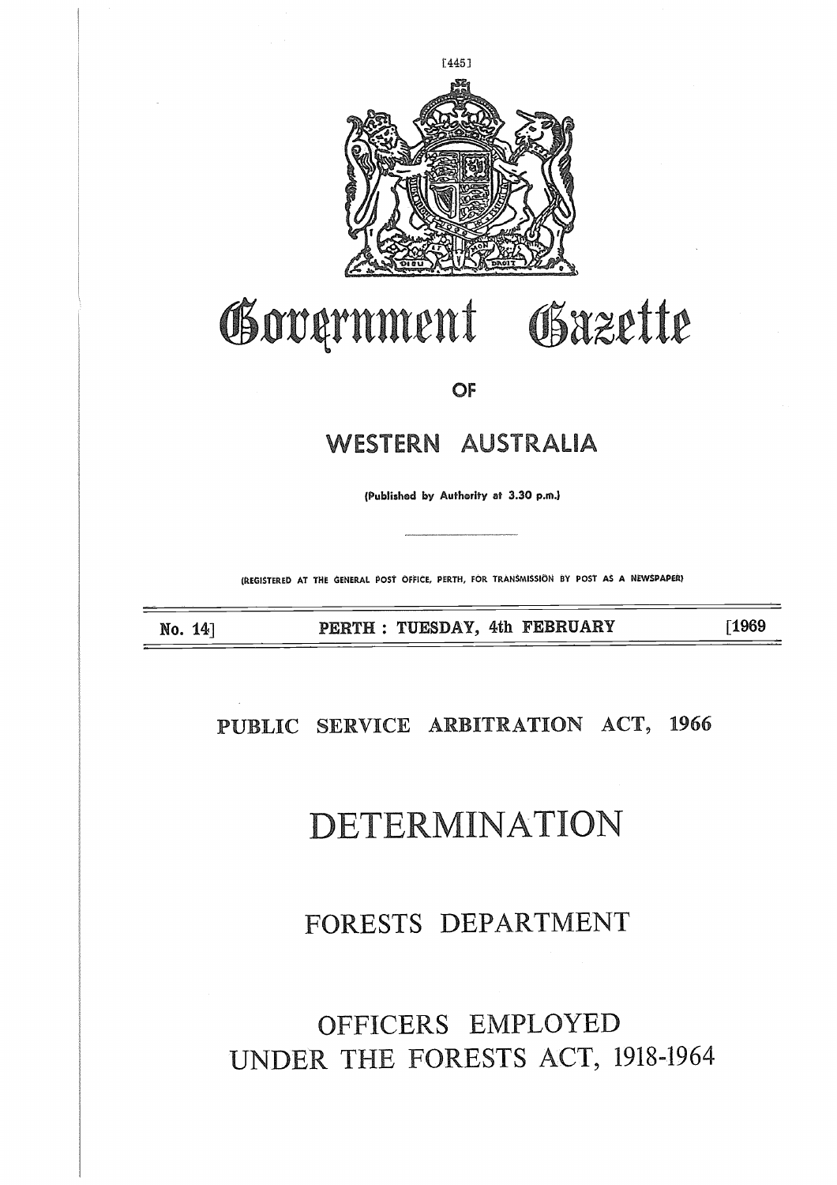# Government Gazette

OF

## WESTERN AUSTRALIA

(Published by Authority at 3.30 p.m.)

(REGISTERED AT THE GENERAL POST OFFICE, PERTH, FOR TRANSMISSION BY POST AS A NEWSPAPER)

No. 14] PERTH : TUESDAY, 4th FEBRUARY [1969

## PUBLIC SERVICE ARBITRATION ACT, 1966

# DETERMINATION

## FORESTS DEPARTMENT

## OFFICERS EMPLOYED UNDER THE FORESTS ACT, 1918-1964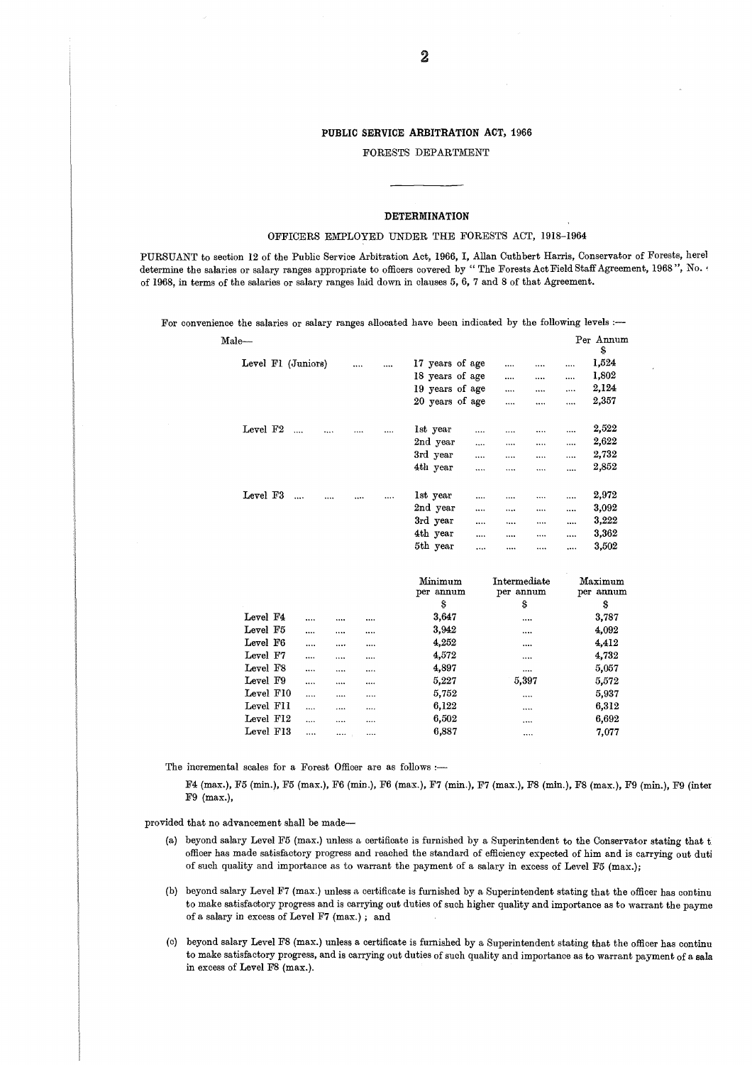**PUBLIC SERVICE ARBITRATION ACT, 1966**

FORESTS DEPARTMENT

**DETERMINATION**

OFFICERS EMPLOYED UNDER THE FORESTS ACT, 1918-1964

PURSUANT to section 12 of the Public Service Arbitration Act, 1966, I, Allan Cuthbert Harris, Conservator of Forests, herel determine the salaries or salary ranges appropriate to officers covered by " The Forests Act Field Staff Agreement, 1968 ", No. ‹ of 1968, in terms of the salaries or salary ranges laid down in clauses 5, 6, 7 and 8 of that Agreement.

For convenience the salaries or salary ranges allocated have been indicated by the following levels :—

Male—

| | | Per Annum $ |
|---|---|---|
| Level F1 (Juniors) | 17 years of age | 1,524 |
| | 18 years of age | 1,802 |
| | 19 years of age | 2,124 |
| | 20 years of age | 2,357 |
| Level F2 | 1st year | 2,522 |
| | 2nd year | 2,622 |
| | 3rd year | 2,732 |
| | 4th year | 2,852 |
| Level F3 | 1st year | 2,972 |
| | 2nd year | 3,092 |
| | 3rd year | 3,222 |
| | 4th year | 3,362 |
| | 5th year | 3,502 |

| | Minimum per annum $ | Intermediate per annum $ | Maximum per annum $ |
|---|---|---|---|
| Level F4 | 3,647 | .... | 3,787 |
| Level F5 | 3,942 | .... | 4,092 |
| Level F6 | 4,252 | .... | 4,412 |
| Level F7 | 4,572 | .... | 4,732 |
| Level F8 | 4,897 | .... | 5,057 |
| Level F9 | 5,227 | 5,397 | 5,572 |
| Level F10 | 5,752 | .... | 5,937 |
| Level F11 | 6,122 | .... | 6,312 |
| Level F12 | 6,502 | .... | 6,692 |
| Level F13 | 6,887 | .... | 7,077 |

The incremental scales for a Forest Officer are as follows :—

F4 (max.), F5 (min.), F5 (max.), F6 (min.), F6 (max.), F7 (min.), F7 (max.), F8 (min.), F8 (max.), F9 (min.), F9 (inter F9 (max.),

provided that no advancement shall be made—

(a) beyond salary Level F5 (max.) unless a certificate is furnished by a Superintendent to the Conservator stating that t officer has made satisfactory progress and reached the standard of efficiency expected of him and is carrying out duti of such quality and importance as to warrant the payment of a salary in excess of Level F5 (max.);

(b) beyond salary Level F7 (max.) unless a certificate is furnished by a Superintendent stating that the officer has continu to make satisfactory progress and is carrying out duties of such higher quality and importance as to warrant the payme of a salary in excess of Level F7 (max.) ; and

(c) beyond salary Level F8 (max.) unless a certificate is furnished by a Superintendent stating that the officer has continu to make satisfactory progress, and is carrying out duties of such quality and importance as to warrant payment of a sala in excess of Level F8 (max.).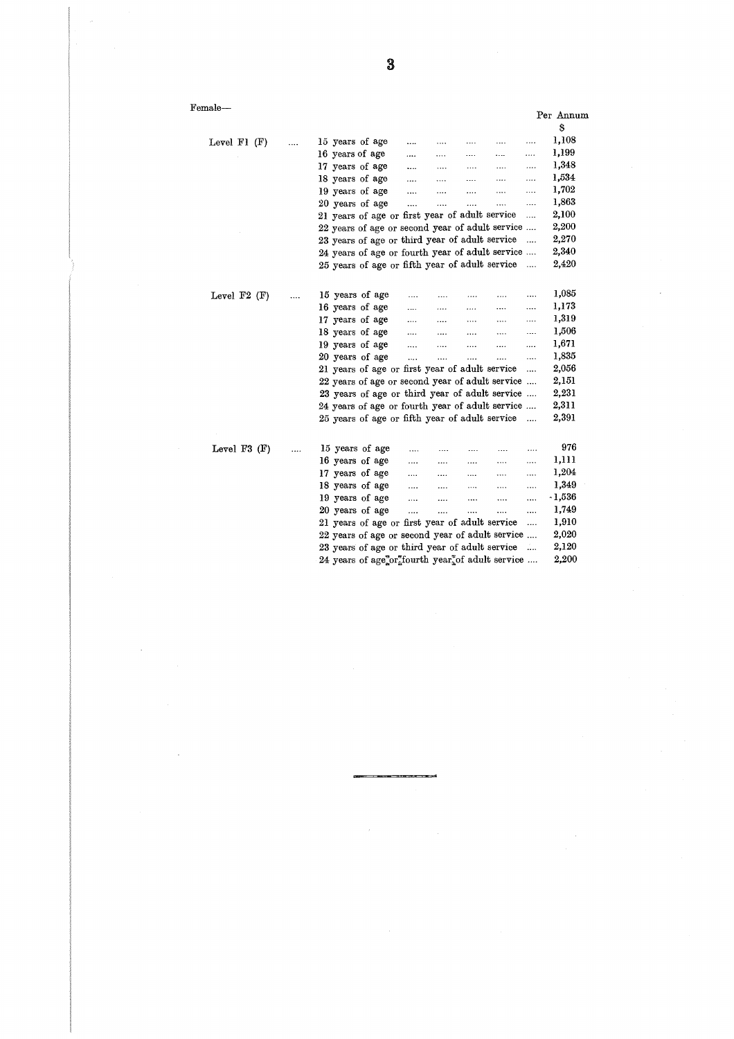Female—

| Level | Age / Service | Per Annum $ |
|---|---|---|
| Level F1 (F) | 15 years of age | 1,108 |
| | 16 years of age | 1,199 |
| | 17 years of age | 1,348 |
| | 18 years of age | 1,534 |
| | 19 years of age | 1,702 |
| | 20 years of age | 1,863 |
| | 21 years of age or first year of adult service | 2,100 |
| | 22 years of age or second year of adult service | 2,200 |
| | 23 years of age or third year of adult service | 2,270 |
| | 24 years of age or fourth year of adult service | 2,340 |
| | 25 years of age or fifth year of adult service | 2,420 |
| Level F2 (F) | 15 years of age | 1,085 |
| | 16 years of age | 1,173 |
| | 17 years of age | 1,319 |
| | 18 years of age | 1,506 |
| | 19 years of age | 1,671 |
| | 20 years of age | 1,835 |
| | 21 years of age or first year of adult service | 2,056 |
| | 22 years of age or second year of adult service | 2,151 |
| | 23 years of age or third year of adult service | 2,231 |
| | 24 years of age or fourth year of adult service | 2,311 |
| | 25 years of age or fifth year of adult service | 2,391 |
| Level F3 (F) | 15 years of age | 976 |
| | 16 years of age | 1,111 |
| | 17 years of age | 1,204 |
| | 18 years of age | 1,349 |
| | 19 years of age | 1,536 |
| | 20 years of age | 1,749 |
| | 21 years of age or first year of adult service | 1,910 |
| | 22 years of age or second year of adult service | 2,020 |
| | 23 years of age or third year of adult service | 2,120 |
| | 24 years of age or fourth year of adult service | 2,200 |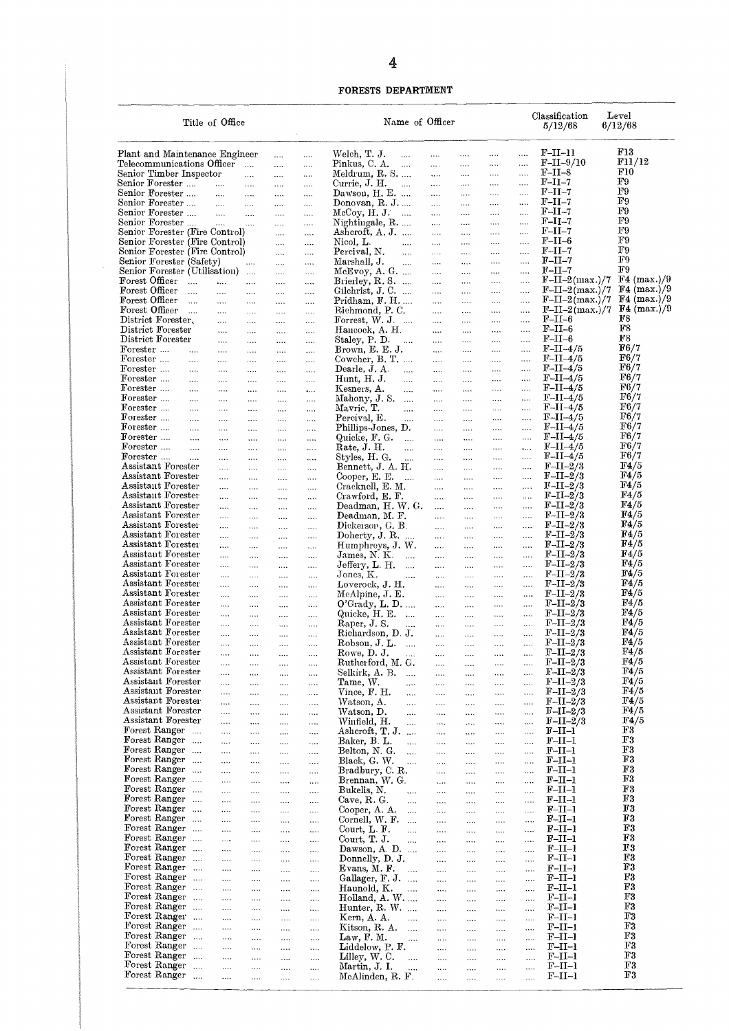## FORESTS DEPARTMENT

| Title of Office | Name of Officer | Classification 5/12/68 | Level 6/12/68 |
|---|---|---|---|
| Plant and Maintenance Engineer | Welch, T. J. | F–II–11 | F13 |
| Telecommunications Officer | Pinkus, C. A. | F–II–9/10 | F11/12 |
| Senior Timber Inspector | Meldrum, R. S. | F–II–8 | F10 |
| Senior Forester | Currie, J. H. | F–II–7 | F9 |
| Senior Forester | Dawson, H. E. | F–II–7 | F9 |
| Senior Forester | Donovan, R. J. | F–II–7 | F9 |
| Senior Forester | McCoy, H. J. | F–II–7 | F9 |
| Senior Forester | Nightingale, R. | F–II–7 | F9 |
| Senior Forester (Fire Control) | Ashcroft, A. J. | F–II–7 | F9 |
| Senior Forester (Fire Control) | Nicol, L. | F–II–6 | F9 |
| Senior Forester (Fire Control) | Percival, N. | F–II–7 | F9 |
| Senior Forester (Safety) | Marshall, J. | F–II–7 | F9 |
| Senior Forester (Utilisation) | McEvoy, A. G. | F–II–7 | F9 |
| Forest Officer | Brierley, R. S. | F–II–2(max.)/7 | F4 (max.)/9 |
| Forest Officer | Gilchrist, J. C. | F–II–2(max.)/7 | F4 (max.)/9 |
| Forest Officer | Pridham, F. H. | F–II–2(max.)/7 | F4 (max.)/9 |
| Forest Officer | Richmond, P. C. | F–II–2(max.)/7 | F4 (max.)/9 |
| District Forester | Forrest, W. J. | F–II–6 | F8 |
| District Forester | Hancock, A. H. | F–II–6 | F8 |
| District Forester | Staley, P. D. | F–II–6 | F8 |
| Forester | Brown, E. E. J. | F–II–4/5 | F6/7 |
| Forester | Cowcher, B. T. | F–II–4/5 | F6/7 |
| Forester | Dearle, J. A. | F–II–4/5 | F6/7 |
| Forester | Hunt, H. J. | F–II–4/5 | F6/7 |
| Forester | Kesners, A. | F–II–4/5 | F6/7 |
| Forester | Mahony, J. S. | F–II–4/5 | F6/7 |
| Forester | Mavric, T. | F–II–4/5 | F6/7 |
| Forester | Percival, E. | F–II–4/5 | F6/7 |
| Forester | Phillips-Jones, D. | F–II–4/5 | F6/7 |
| Forester | Quicke, F. G. | F–II–4/5 | F6/7 |
| Forester | Rate, J. H. | F–II–4/5 | F6/7 |
| Forester | Styles, H. G. | F–II–4/5 | F6/7 |
| Assistant Forester | Bennett, J. A. H. | F–II–2/3 | F4/5 |
| Assistant Forester | Cooper, E. E. | F–II–2/3 | F4/5 |
| Assistant Forester | Cracknell, E. M. | F–II–2/3 | F4/5 |
| Assistant Forester | Crawford, E. F. | F–II–2/3 | F4/5 |
| Assistant Forester | Deadman, H. W. G. | F–II–2/3 | F4/5 |
| Assistant Forester | Deadman, M. F. | F–II–2/3 | F4/5 |
| Assistant Forester | Dickerson, G. B. | F–II–2/3 | F4/5 |
| Assistant Forester | Doherty, J. R. | F–II–2/3 | F4/5 |
| Assistant Forester | Humphreys, J. W. | F–II–2/3 | F4/5 |
| Assistant Forester | James, N. K. | F–II–2/3 | F4/5 |
| Assistant Forester | Jeffery, L. H. | F–II–2/3 | F4/5 |
| Assistant Forester | Jones, K. | F–II–2/3 | F4/5 |
| Assistant Forester | Loverock, J. H. | F–II–2/3 | F4/5 |
| Assistant Forester | McAlpine, J. E. | F–II–2/3 | F4/5 |
| Assistant Forester | O'Grady, L. D. | F–II–2/3 | F4/5 |
| Assistant Forester | Quicke, H. E. | F–II–2/3 | F4/5 |
| Assistant Forester | Raper, J. S. | F–II–2/3 | F4/5 |
| Assistant Forester | Richardson, D. J. | F–II–2/3 | F4/5 |
| Assistant Forester | Robson, J. L. | F–II–2/3 | F4/5 |
| Assistant Forester | Rowe, D. J. | F–II–2/3 | F4/5 |
| Assistant Forester | Rutherford, M. G. | F–II–2/3 | F4/5 |
| Assistant Forester | Selkirk, A. B. | F–II–2/3 | F4/5 |
| Assistant Forester | Tame, W. | F–II–2/3 | F4/5 |
| Assistant Forester | Vince, F. H. | F–II–2/3 | F4/5 |
| Assistant Forester | Watson, A. | F–II–2/3 | F4/5 |
| Assistant Forester | Watson, D. | F–II–2/3 | F4/5 |
| Assistant Forester | Winfield, H. | F–II–2/3 | F4/5 |
| Forest Ranger | Ashcroft, T. J. | F–II–1 | F3 |
| Forest Ranger | Baker, B. L. | F–II–1 | F3 |
| Forest Ranger | Belton, N. G. | F–II–1 | F3 |
| Forest Ranger | Black, G. W. | F–II–1 | F3 |
| Forest Ranger | Bradbury, C. R. | F–II–1 | F3 |
| Forest Ranger | Brennan, W. G. | F–II–1 | F3 |
| Forest Ranger | Bukelis, N. | F–II–1 | F3 |
| Forest Ranger | Cave, R. G. | F–II–1 | F3 |
| Forest Ranger | Cooper, A. A. | F–II–1 | F3 |
| Forest Ranger | Cornell, W. F. | F–II–1 | F3 |
| Forest Ranger | Court, L. F. | F–II–1 | F3 |
| Forest Ranger | Court, T. J. | F–II–1 | F3 |
| Forest Ranger | Dawson, A. D. | F–II–1 | F3 |
| Forest Ranger | Donnelly, D. J. | F–II–1 | F3 |
| Forest Ranger | Evans, M. F. | F–II–1 | F3 |
| Forest Ranger | Gallager, F. J. | F–II–1 | F3 |
| Forest Ranger | Haunold, K. | F–II–1 | F3 |
| Forest Ranger | Holland, A. W. | F–II–1 | F3 |
| Forest Ranger | Hunter, R. W. | F–II–1 | F3 |
| Forest Ranger | Kern, A. A. | F–II–1 | F3 |
| Forest Ranger | Kitson, R. A. | F–II–1 | F3 |
| Forest Ranger | Law, F. M. | F–II–1 | F3 |
| Forest Ranger | Liddelow, P. F. | F–II–1 | F3 |
| Forest Ranger | Lilley, W. C. | F–II–1 | F3 |
| Forest Ranger | Martin, J. I. | F–II–1 | F3 |
| Forest Ranger | McAlinden, R. F. | F–II–1 | F3 |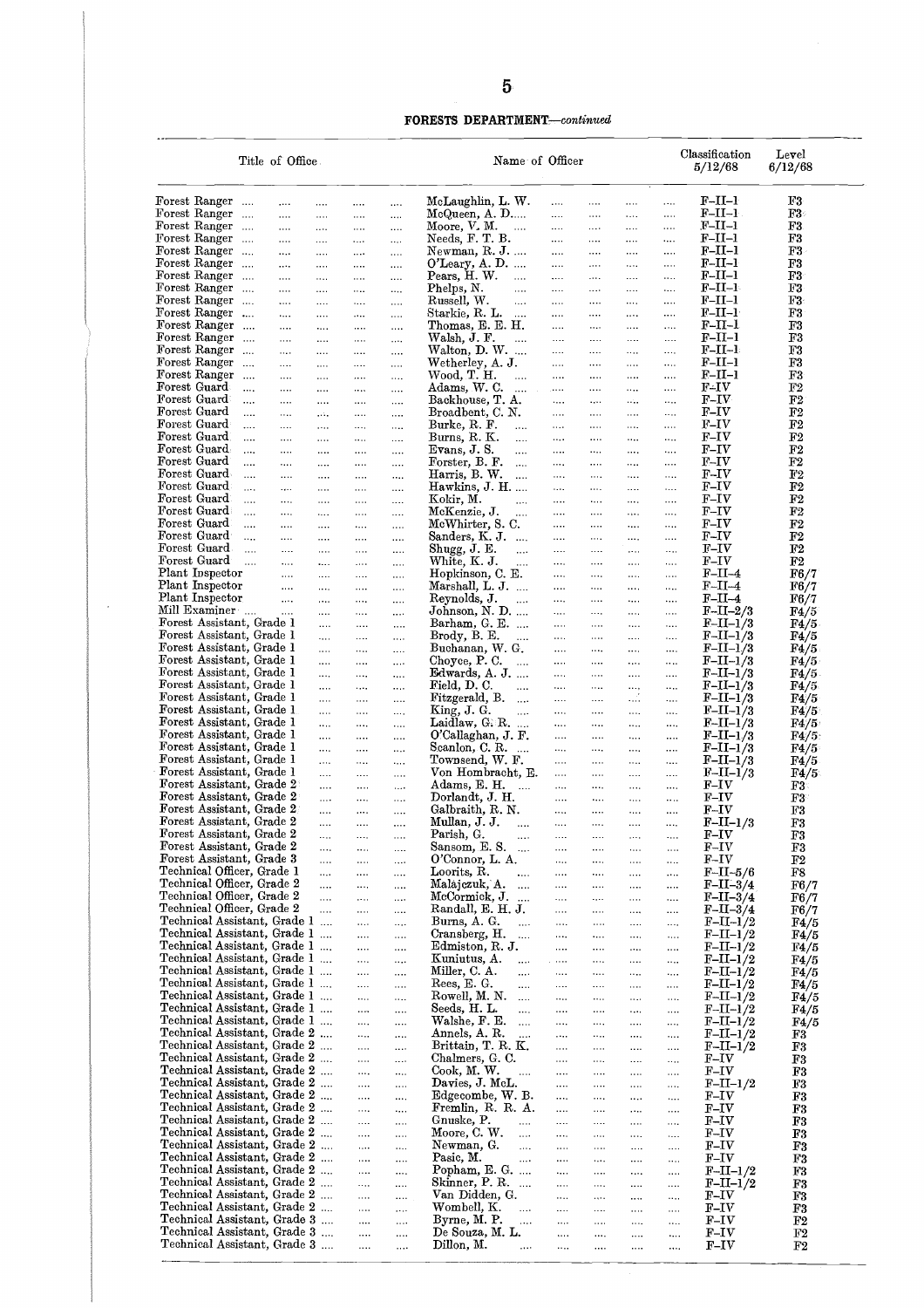**FORESTS DEPARTMENT—continued**

| Title of Office | Name of Officer | Classification 5/12/68 | Level 6/12/68 |
|---|---|---|---|
| Forest Ranger | McLaughlin, L. W. | F–II–1 | F3 |
| Forest Ranger | McQueen, A. D. | F–II–1 | F3 |
| Forest Ranger | Moore, V. M. | F–II–1 | F3 |
| Forest Ranger | Needs, F. T. B. | F–II–1 | F3 |
| Forest Ranger | Newman, R. J. | F–II–1 | F3 |
| Forest Ranger | O'Leary, A. D. | F–II–1 | F3 |
| Forest Ranger | Pears, H. W. | F–II–1 | F3 |
| Forest Ranger | Phelps, N. | F–II–1 | F3 |
| Forest Ranger | Russell, W. | F–II–1 | F3 |
| Forest Ranger | Starkie, R. L. | F–II–1 | F3 |
| Forest Ranger | Thomas, E. E. H. | F–II–1 | F3 |
| Forest Ranger | Walsh, J. F. | F–II–1 | F3 |
| Forest Ranger | Walton, D. W. | F–II–1 | F3 |
| Forest Ranger | Wetherley, A. J. | F–II–1 | F3 |
| Forest Ranger | Wood, T. H. | F–II–1 | F3 |
| Forest Guard | Adams, W. C. | F–IV | F2 |
| Forest Guard | Backhouse, T. A. | F–IV | F2 |
| Forest Guard | Broadbent, C. N. | F–IV | F2 |
| Forest Guard | Burke, R. F. | F–IV | F2 |
| Forest Guard | Burns, R. K. | F–IV | F2 |
| Forest Guard | Evans, J. S. | F–IV | F2 |
| Forest Guard | Forster, B. F. | F–IV | F2 |
| Forest Guard | Harris, B. W. | F–IV | F2 |
| Forest Guard | Hawkins, J. H. | F–IV | F2 |
| Forest Guard | Kokir, M. | F–IV | F2 |
| Forest Guard | McKenzie, J. | F–IV | F2 |
| Forest Guard | McWhirter, S. C. | F–IV | F2 |
| Forest Guard | Sanders, K. J. | F–IV | F2 |
| Forest Guard | Shugg, J. E. | F–IV | F2 |
| Forest Guard | White, K. J. | F–IV | F2 |
| Plant Inspector | Hopkinson, C. E. | F–II–4 | F6/7 |
| Plant Inspector | Marshall, L. J. | F–II–4 | F6/7 |
| Plant Inspector | Reynolds, J. | F–II–4 | F6/7 |
| Mill Examiner | Johnson, N. D. | F–II–2/3 | F4/5 |
| Forest Assistant, Grade 1 | Barham, G. E. | F–II–1/3 | F4/5 |
| Forest Assistant, Grade 1 | Brody, B. E. | F–II–1/3 | F4/5 |
| Forest Assistant, Grade 1 | Buchanan, W. G. | F–II–1/3 | F4/5 |
| Forest Assistant, Grade 1 | Choyce, P. C. | F–II–1/3 | F4/5 |
| Forest Assistant, Grade 1 | Edwards, A. J. | F–II–1/3 | F4/5 |
| Forest Assistant, Grade 1 | Field, D. C. | F–II–1/3 | F4/5 |
| Forest Assistant, Grade 1 | Fitzgerald, B. | F–II–1/3 | F4/5 |
| Forest Assistant, Grade 1 | King, J. G. | F–II–1/3 | F4/5 |
| Forest Assistant, Grade 1 | Laidlaw, G. R. | F–II–1/3 | F4/5 |
| Forest Assistant, Grade 1 | O'Callaghan, J. F. | F–II–1/3 | F4/5 |
| Forest Assistant, Grade 1 | Scanlon, C. R. | F–II–1/3 | F4/5 |
| Forest Assistant, Grade 1 | Townsend, W. F. | F–II–1/3 | F4/5 |
| Forest Assistant, Grade 1 | Von Hombracht, E. | F–II–1/3 | F4/5 |
| Forest Assistant, Grade 2 | Adams, E. H. | F–IV | F3 |
| Forest Assistant, Grade 2 | Dorlandt, J. H. | F–IV | F3 |
| Forest Assistant, Grade 2 | Galbraith, R. N. | F–IV | F3 |
| Forest Assistant, Grade 2 | Mullan, J. J. | F–II–1/3 | F3 |
| Forest Assistant, Grade 2 | Parish, G. | F–IV | F3 |
| Forest Assistant, Grade 2 | Sansom, E. S. | F–IV | F3 |
| Forest Assistant, Grade 3 | O'Connor, L. A. | F–IV | F2 |
| Technical Officer, Grade 1 | Loorits, R. | F–II–5/6 | F8 |
| Technical Officer, Grade 2 | Malajczuk, A. | F–II–3/4 | F6/7 |
| Technical Officer, Grade 2 | McCormick, J. | F–II–3/4 | F6/7 |
| Technical Officer, Grade 2 | Randall, E. H. J. | F–II–3/4 | F6/7 |
| Technical Assistant, Grade 1 | Burns, A. G. | F–II–1/2 | F4/5 |
| Technical Assistant, Grade 1 | Cransberg, H. | F–II–1/2 | F4/5 |
| Technical Assistant, Grade 1 | Edmiston, R. J. | F–II–1/2 | F4/5 |
| Technical Assistant, Grade 1 | Kuniutus, A. | F–II–1/2 | F4/5 |
| Technical Assistant, Grade 1 | Miller, C. A. | F–II–1/2 | F4/5 |
| Technical Assistant, Grade 1 | Rees, E. G. | F–II–1/2 | F4/5 |
| Technical Assistant, Grade 1 | Rowell, M. N. | F–II–1/2 | F4/5 |
| Technical Assistant, Grade 1 | Seeds, H. L. | F–II–1/2 | F4/5 |
| Technical Assistant, Grade 1 | Walshe, F. E. | F–II–1/2 | F4/5 |
| Technical Assistant, Grade 2 | Annels, A. R. | F–II–1/2 | F3 |
| Technical Assistant, Grade 2 | Brittain, T. R. K. | F–II–1/2 | F3 |
| Technical Assistant, Grade 2 | Chalmers, G. C. | F–IV | F3 |
| Technical Assistant, Grade 2 | Cook, M. W. | F–IV | F3 |
| Technical Assistant, Grade 2 | Davies, J. McL. | F–II–1/2 | F3 |
| Technical Assistant, Grade 2 | Edgecombe, W. B. | F–IV | F3 |
| Technical Assistant, Grade 2 | Fremlin, R. R. A. | F–IV | F3 |
| Technical Assistant, Grade 2 | Gnuske, P. | F–IV | F3 |
| Technical Assistant, Grade 2 | Moore, C. W. | F–IV | F3 |
| Technical Assistant, Grade 2 | Newman, G. | F–IV | F3 |
| Technical Assistant, Grade 2 | Pasic, M. | F–IV | F3 |
| Technical Assistant, Grade 2 | Popham, E. G. | F–II–1/2 | F3 |
| Technical Assistant, Grade 2 | Skinner, P. R. | F–II–1/2 | F3 |
| Technical Assistant, Grade 2 | Van Didden, G. | F–IV | F3 |
| Technical Assistant, Grade 2 | Wombell, K. | F–IV | F3 |
| Technical Assistant, Grade 3 | Byrne, M. P. | F–IV | F2 |
| Technical Assistant, Grade 3 | De Souza, M. L. | F–IV | F2 |
| Technical Assistant, Grade 3 | Dillon, M. | F–IV | F2 |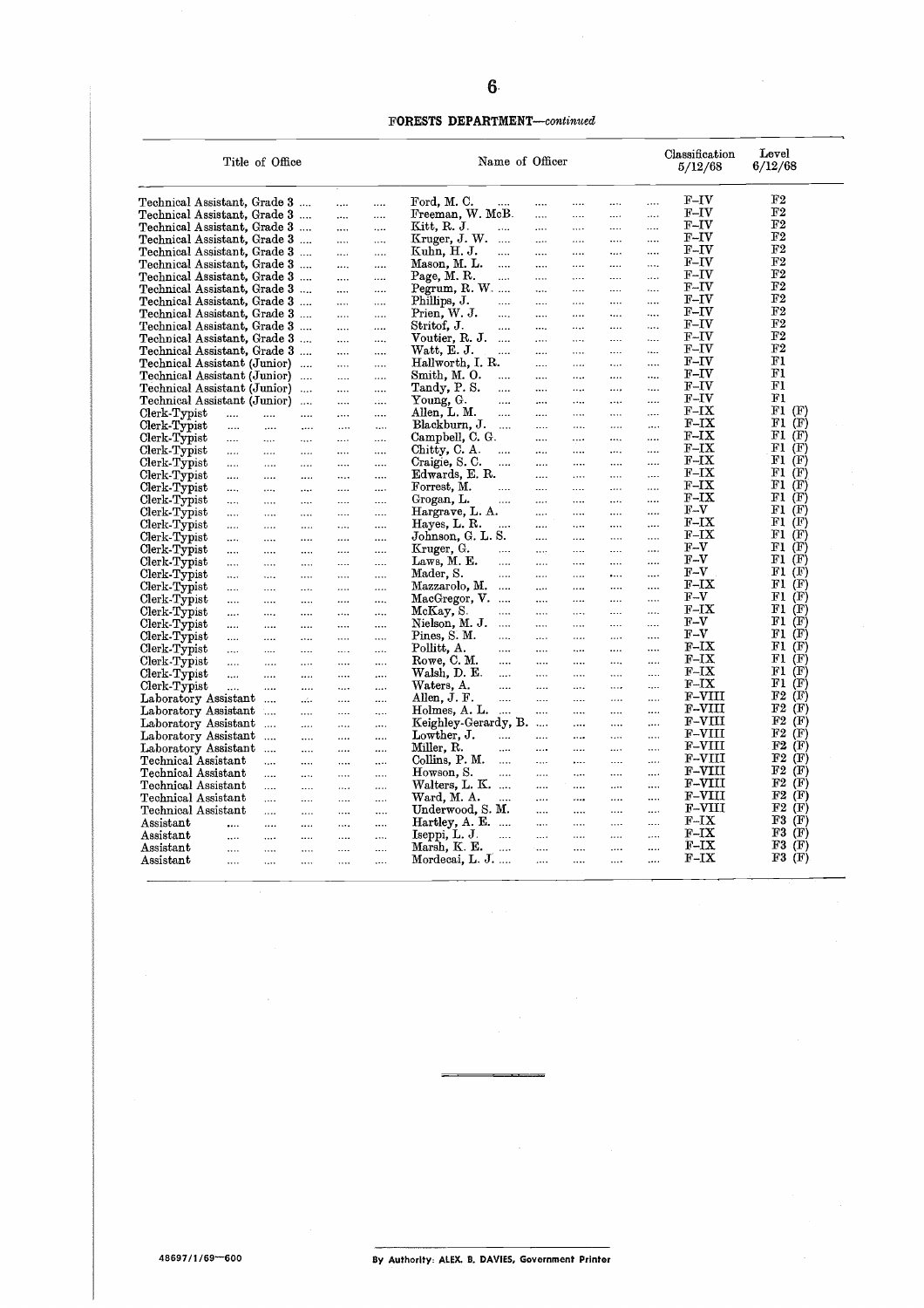**FORESTS DEPARTMENT**—*continued*

| Title of Office | Name of Officer | Classification 5/12/68 | Level 6/12/68 |
|---|---|---|---|
| Technical Assistant, Grade 3 | Ford, M. C. | F–IV | F2 |
| Technical Assistant, Grade 3 | Freeman, W. McB. | F–IV | F2 |
| Technical Assistant, Grade 3 | Kitt, R. J. | F–IV | F2 |
| Technical Assistant, Grade 3 | Kruger, J. W. | F–IV | F2 |
| Technical Assistant, Grade 3 | Kuhn, H. J. | F–IV | F2 |
| Technical Assistant, Grade 3 | Mason, M. L. | F–IV | F2 |
| Technical Assistant, Grade 3 | Page, M. R. | F–IV | F2 |
| Technical Assistant, Grade 3 | Pegrum, R. W. | F–IV | F2 |
| Technical Assistant, Grade 3 | Phillips, J. | F–IV | F2 |
| Technical Assistant, Grade 3 | Prien, W. J. | F–IV | F2 |
| Technical Assistant, Grade 3 | Stritof, J. | F–IV | F2 |
| Technical Assistant, Grade 3 | Voutier, R. J. | F–IV | F2 |
| Technical Assistant, Grade 3 | Watt, E. J. | F–IV | F2 |
| Technical Assistant (Junior) | Hallworth, I. R. | F–IV | F1 |
| Technical Assistant (Junior) | Smith, M. O. | F–IV | F1 |
| Technical Assistant (Junior) | Tandy, P. S. | F–IV | F1 |
| Technical Assistant (Junior) | Young, G. | F–IV | F1 |
| Clerk-Typist | Allen, L. M. | F–IX | F1 (F) |
| Clerk-Typist | Blackburn, J. | F–IX | F1 (F) |
| Clerk-Typist | Campbell, C. G. | F–IX | F1 (F) |
| Clerk-Typist | Chitty, C. A. | F–IX | F1 (F) |
| Clerk-Typist | Craigie, S. C. | F–IX | F1 (F) |
| Clerk-Typist | Edwards, E. R. | F–IX | F1 (F) |
| Clerk-Typist | Forrest, M. | F–IX | F1 (F) |
| Clerk-Typist | Grogan, L. | F–IX | F1 (F) |
| Clerk-Typist | Hargrave, L. A. | F–V | F1 (F) |
| Clerk-Typist | Hayes, L. R. | F–IX | F1 (F) |
| Clerk-Typist | Johnson, G. L. S. | F–IX | F1 (F) |
| Clerk-Typist | Kruger, G. | F–V | F1 (F) |
| Clerk-Typist | Laws, M. E. | F–V | F1 (F) |
| Clerk-Typist | Mader, S. | F–V | F1 (F) |
| Clerk-Typist | Mazzarolo, M. | F–IX | F1 (F) |
| Clerk-Typist | MacGregor, V. | F–V | F1 (F) |
| Clerk-Typist | McKay, S. | F–IX | F1 (F) |
| Clerk-Typist | Nielson, M. J. | F–V | F1 (F) |
| Clerk-Typist | Pines, S. M. | F–V | F1 (F) |
| Clerk-Typist | Pollitt, A. | F–IX | F1 (F) |
| Clerk-Typist | Rowe, C. M. | F–IX | F1 (F) |
| Clerk-Typist | Walsh, D. E. | F–IX | F1 (F) |
| Clerk-Typist | Waters, A. | F–IX | F1 (F) |
| Laboratory Assistant | Allen, J. F. | F–VIII | F2 (F) |
| Laboratory Assistant | Holmes, A. L. | F–VIII | F2 (F) |
| Laboratory Assistant | Keighley-Gerardy, B. | F–VIII | F2 (F) |
| Laboratory Assistant | Lowther, J. | F–VIII | F2 (F) |
| Laboratory Assistant | Miller, R. | F–VIII | F2 (F) |
| Technical Assistant | Collins, P. M. | F–VIII | F2 (F) |
| Technical Assistant | Howson, S. | F–VIII | F2 (F) |
| Technical Assistant | Walters, L. K. | F–VIII | F2 (F) |
| Technical Assistant | Ward, M. A. | F–VIII | F2 (F) |
| Technical Assistant | Underwood, S. M. | F–VIII | F2 (F) |
| Assistant | Hartley, A. E. | F–IX | F3 (F) |
| Assistant | Iseppi, L. J. | F–IX | F3 (F) |
| Assistant | Marsh, K. E. | F–IX | F3 (F) |
| Assistant | Mordecai, L. J. | F–IX | F3 (F) |

48697/1/69—600

By Authority: ALEX. B. DAVIES, Government Printer